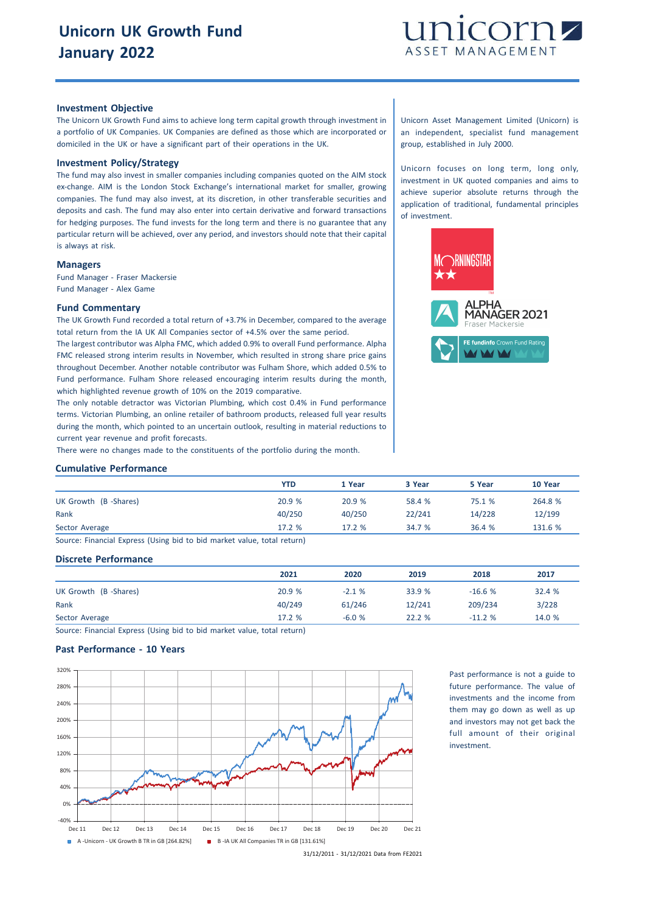# Unicorn UK Growth Fund
# January 2022

### Investment Objective

The Unicorn UK Growth Fund aims to achieve long term capital growth through investment in a portfolio of UK Companies. UK Companies are defined as those which are incorporated or domiciled in the UK or have a significant part of their operations in the UK.

### Investment Policy/Strategy

The fund may also invest in smaller companies including companies quoted on the AIM stock ex-change. AIM is the London Stock Exchange's international market for smaller, growing companies. The fund may also invest, at its discretion, in other transferable securities and deposits and cash. The fund may also enter into certain derivative and forward transactions for hedging purposes. The fund invests for the long term and there is no guarantee that any particular return will be achieved, over any period, and investors should note that their capital is always at risk.

### Managers

Fund Manager - Fraser Mackersie
Fund Manager - Alex Game

### Fund Commentary

The UK Growth Fund recorded a total return of +3.7% in December, compared to the average total return from the IA UK All Companies sector of +4.5% over the same period.

The largest contributor was Alpha FMC, which added 0.9% to overall Fund performance. Alpha FMC released strong interim results in November, which resulted in strong share price gains throughout December. Another notable contributor was Fulham Shore, which added 0.5% to Fund performance. Fulham Shore released encouraging interim results during the month, which highlighted revenue growth of 10% on the 2019 comparative.

The only notable detractor was Victorian Plumbing, which cost 0.4% in Fund performance terms. Victorian Plumbing, an online retailer of bathroom products, released full year results during the month, which pointed to an uncertain outlook, resulting in material reductions to current year revenue and profit forecasts.

There were no changes made to the constituents of the portfolio during the month.

Unicorn Asset Management Limited (Unicorn) is an independent, specialist fund management group, established in July 2000.

Unicorn focuses on long term, long only, investment in UK quoted companies and aims to achieve superior absolute returns through the application of traditional, fundamental principles of investment.

MORNINGSTAR ★★

ALPHA MANAGER 2021
Fraser Mackersie

FE fundinfo Crown Fund Rating

### Cumulative Performance

| | YTD | 1 Year | 3 Year | 5 Year | 10 Year |
|---|---|---|---|---|---|
| UK Growth (B -Shares) | 20.9 % | 20.9 % | 58.4 % | 75.1 % | 264.8 % |
| Rank | 40/250 | 40/250 | 22/241 | 14/228 | 12/199 |
| Sector Average | 17.2 % | 17.2 % | 34.7 % | 36.4 % | 131.6 % |

Source: Financial Express (Using bid to bid market value, total return)

### Discrete Performance

| | 2021 | 2020 | 2019 | 2018 | 2017 |
|---|---|---|---|---|---|
| UK Growth (B -Shares) | 20.9 % | -2.1 % | 33.9 % | -16.6 % | 32.4 % |
| Rank | 40/249 | 61/246 | 12/241 | 209/234 | 3/228 |
| Sector Average | 17.2 % | -6.0 % | 22.2 % | -11.2 % | 14.0 % |

Source: Financial Express (Using bid to bid market value, total return)

### Past Performance - 10 Years

A -Unicorn - UK Growth B TR in GB [264.82%]  B -IA UK All Companies TR in GB [131.61%]

31/12/2011 - 31/12/2021 Data from FE2021

Past performance is not a guide to future performance. The value of investments and the income from them may go down as well as up and investors may not get back the full amount of their original investment.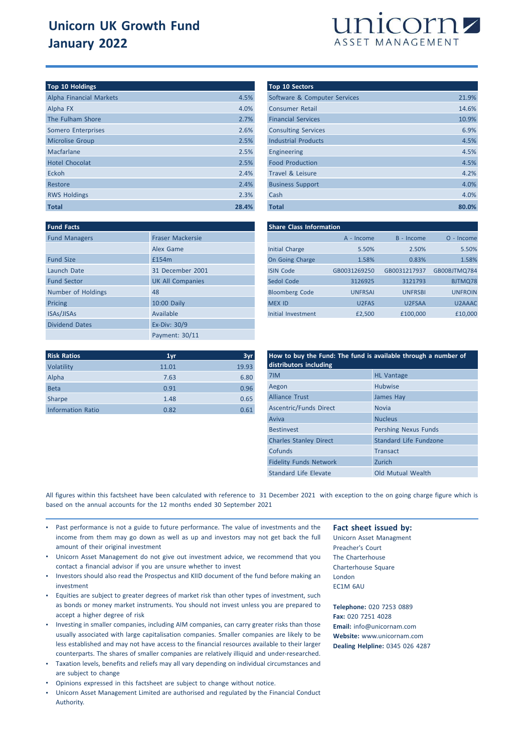# Unicorn UK Growth Fund
# January 2022

unicorn ASSET MANAGEMENT

| Top 10 Holdings | |
|---|---|
| Alpha Financial Markets | 4.5% |
| Alpha FX | 4.0% |
| The Fulham Shore | 2.7% |
| Somero Enterprises | 2.6% |
| Microlise Group | 2.5% |
| Macfarlane | 2.5% |
| Hotel Chocolat | 2.5% |
| Eckoh | 2.4% |
| Restore | 2.4% |
| RWS Holdings | 2.3% |
| **Total** | **28.4%** |

| Top 10 Sectors | |
|---|---|
| Software & Computer Services | 21.9% |
| Consumer Retail | 14.6% |
| Financial Services | 10.9% |
| Consulting Services | 6.9% |
| Industrial Products | 4.5% |
| Engineering | 4.5% |
| Food Production | 4.5% |
| Travel & Leisure | 4.2% |
| Business Support | 4.0% |
| Cash | 4.0% |
| **Total** | **80.0%** |

| Fund Facts | |
|---|---|
| Fund Managers | Fraser Mackersie |
| | Alex Game |
| Fund Size | £154m |
| Launch Date | 31 December 2001 |
| Fund Sector | UK All Companies |
| Number of Holdings | 48 |
| Pricing | 10:00 Daily |
| ISAs/JISAs | Available |
| Dividend Dates | Ex-Div: 30/9 |
| | Payment: 30/11 |

| Share Class Information | A - Income | B - Income | O - Income |
|---|---|---|---|
| Initial Charge | 5.50% | 2.50% | 5.50% |
| On Going Charge | 1.58% | 0.83% | 1.58% |
| ISIN Code | GB0031269250 | GB0031217937 | GB00BJTMQ784 |
| Sedol Code | 3126925 | 3121793 | BJTMQ78 |
| Bloomberg Code | UNFRSAI | UNFRSBI | UNFROIN |
| MEX ID | U2FAS | U2FSAA | U2AAAC |
| Initial Investment | £2,500 | £100,000 | £10,000 |

| Risk Ratios | 1yr | 3yr |
|---|---|---|
| Volatility | 11.01 | 19.93 |
| Alpha | 7.63 | 6.80 |
| Beta | 0.91 | 0.96 |
| Sharpe | 1.48 | 0.65 |
| Information Ratio | 0.82 | 0.61 |

| How to buy the Fund: The fund is available through a number of distributors including | |
|---|---|
| 7IM | HL Vantage |
| Aegon | Hubwise |
| Alliance Trust | James Hay |
| Ascentric/Funds Direct | Novia |
| Aviva | Nucleus |
| Bestinvest | Pershing Nexus Funds |
| Charles Stanley Direct | Standard Life Fundzone |
| Cofunds | Transact |
| Fidelity Funds Network | Zurich |
| Standard Life Elevate | Old Mutual Wealth |

All figures within this factsheet have been calculated with reference to 31 December 2021 with exception to the on going charge figure which is based on the annual accounts for the 12 months ended 30 September 2021

- Past performance is not a guide to future performance. The value of investments and the income from them may go down as well as up and investors may not get back the full amount of their original investment
- Unicorn Asset Management do not give out investment advice, we recommend that you contact a financial advisor if you are unsure whether to invest
- Investors should also read the Prospectus and KIID document of the fund before making an investment
- Equities are subject to greater degrees of market risk than other types of investment, such as bonds or money market instruments. You should not invest unless you are prepared to accept a higher degree of risk
- Investing in smaller companies, including AIM companies, can carry greater risks than those usually associated with large capitalisation companies. Smaller companies are likely to be less established and may not have access to the financial resources available to their larger counterparts. The shares of smaller companies are relatively illiquid and under-researched.
- Taxation levels, benefits and reliefs may all vary depending on individual circumstances and are subject to change
- Opinions expressed in this factsheet are subject to change without notice.
- Unicorn Asset Management Limited are authorised and regulated by the Financial Conduct Authority.

**Fact sheet issued by:**
Unicorn Asset Managment
Preacher's Court
The Charterhouse
Charterhouse Square
London
EC1M 6AU

**Telephone:** 020 7253 0889
**Fax:** 020 7251 4028
**Email:** info@unicornam.com
**Website:** www.unicornam.com
**Dealing Helpline:** 0345 026 4287